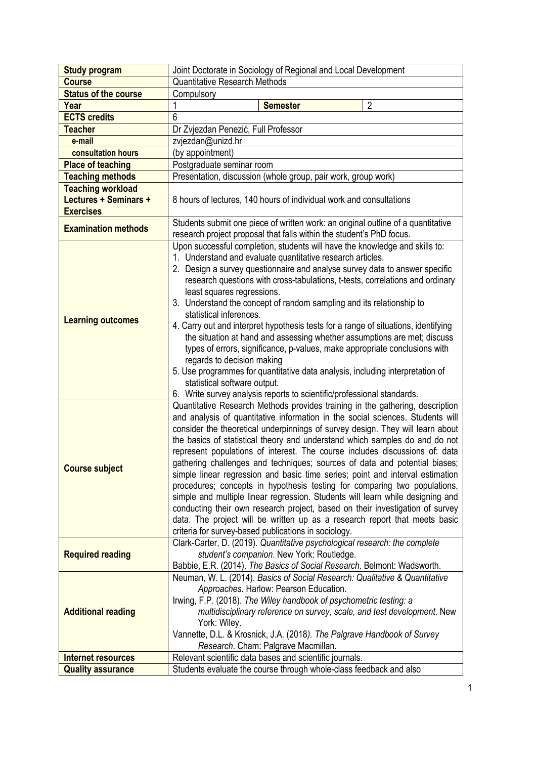| **Study program** | Joint Doctorate in Sociology of Regional and Local Development | | |
|---|---|---|---|
| **Course** | Quantitative Research Methods | | |
| **Status of the course** | Compulsory | | |
| **Year** | 1 | **Semester** | 2 |
| **ECTS credits** | 6 | | |
| **Teacher** | Dr Zvjezdan Penezić, Full Professor | | |
| **e-mail** | zvjezdan@unizd.hr | | |
| **consultation hours** | (by appointment) | | |
| **Place of teaching** | Postgraduate seminar room | | |
| **Teaching methods** | Presentation, discussion (whole group, pair work, group work) | | |
| **Teaching workload Lectures + Seminars + Exercises** | 8 hours of lectures, 140 hours of individual work and consultations | | |
| **Examination methods** | Students submit one piece of written work: an original outline of a quantitative research project proposal that falls within the student's PhD focus. | | |
| **Learning outcomes** | Upon successful completion, students will have the knowledge and skills to:<br>1. Understand and evaluate quantitative research articles.<br>2. Design a survey questionnaire and analyse survey data to answer specific research questions with cross-tabulations, t-tests, correlations and ordinary least squares regressions.<br>3. Understand the concept of random sampling and its relationship to statistical inferences.<br>4. Carry out and interpret hypothesis tests for a range of situations, identifying the situation at hand and assessing whether assumptions are met; discuss types of errors, significance, p-values, make appropriate conclusions with regards to decision making<br>5. Use programmes for quantitative data analysis, including interpretation of statistical software output.<br>6. Write survey analysis reports to scientific/professional standards. | | |
| **Course subject** | Quantitative Research Methods provides training in the gathering, description and analysis of quantitative information in the social sciences. Students will consider the theoretical underpinnings of survey design. They will learn about the basics of statistical theory and understand which samples do and do not represent populations of interest. The course includes discussions of: data gathering challenges and techniques; sources of data and potential biases; simple linear regression and basic time series; point and interval estimation procedures; concepts in hypothesis testing for comparing two populations, simple and multiple linear regression. Students will learn while designing and conducting their own research project, based on their investigation of survey data. The project will be written up as a research report that meets basic criteria for survey-based publications in sociology. | | |
| **Required reading** | Clark-Carter, D. (2019). *Quantitative psychological research: the complete student's companion*. New York: Routledge.<br>Babbie, E.R. (2014). *The Basics of Social Research*. Belmont: Wadsworth. | | |
| **Additional reading** | Neuman, W. L. (2014). *Basics of Social Research: Qualitative & Quantitative Approaches*. Harlow: Pearson Education.<br>Irwing, F.P. (2018). *The Wiley handbook of psychometric testing: a multidisciplinary reference on survey, scale, and test development*. New York: Wiley.<br>Vannette, D.L. & Krosnick, J.A. (2018). *The Palgrave Handbook of Survey Research*. Cham: Palgrave Macmillan. | | |
| **Internet resources** | Relevant scientific data bases and scientific journals. | | |
| **Quality assurance** | Students evaluate the course through whole-class feedback and also | | |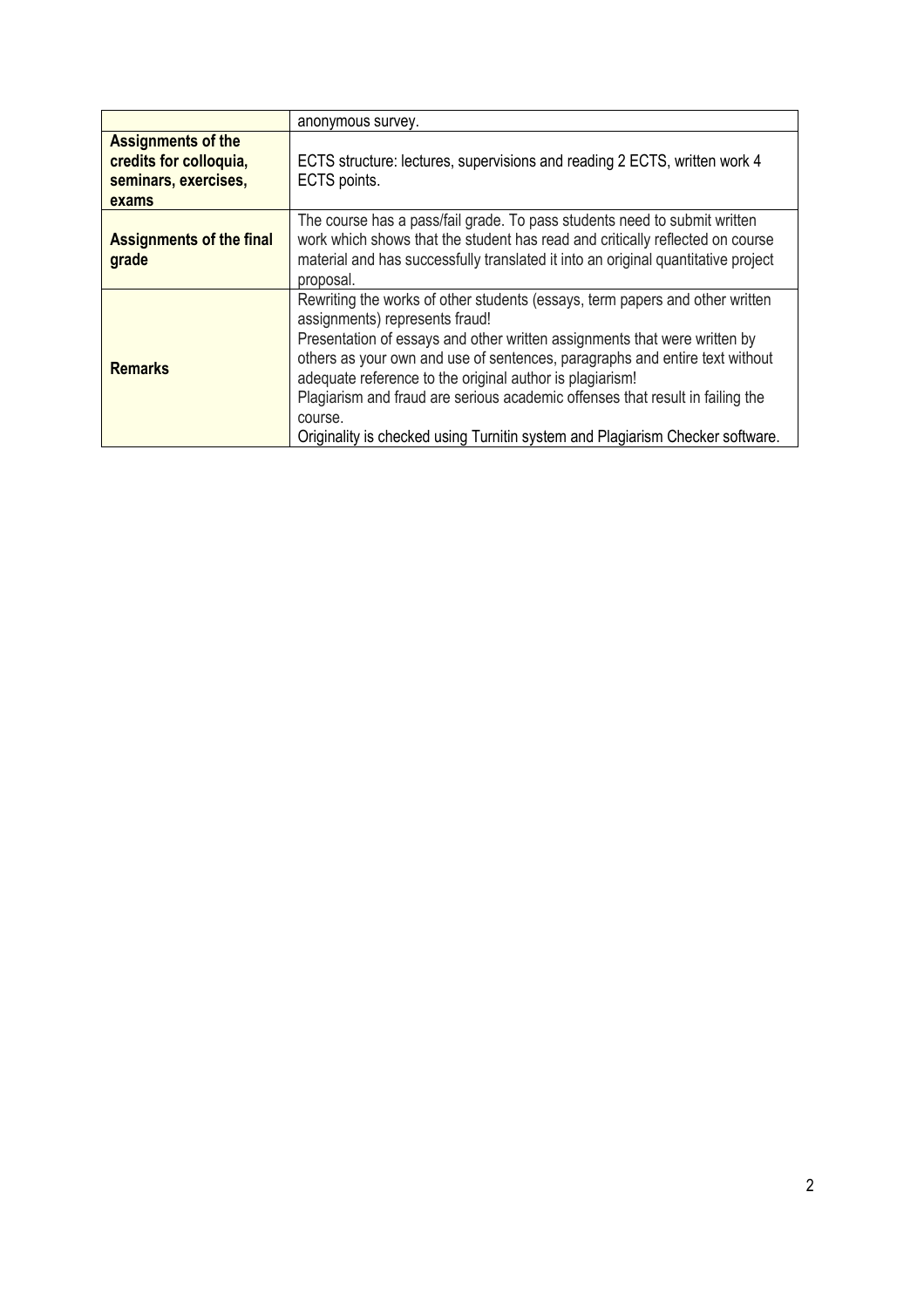| | |
|---|---|
| | anonymous survey. |
| **Assignments of the credits for colloquia, seminars, exercises, exams** | ECTS structure: lectures, supervisions and reading 2 ECTS, written work 4 ECTS points. |
| **Assignments of the final grade** | The course has a pass/fail grade. To pass students need to submit written work which shows that the student has read and critically reflected on course material and has successfully translated it into an original quantitative project proposal. |
| **Remarks** | Rewriting the works of other students (essays, term papers and other written assignments) represents fraud!<br>Presentation of essays and other written assignments that were written by others as your own and use of sentences, paragraphs and entire text without adequate reference to the original author is plagiarism!<br>Plagiarism and fraud are serious academic offenses that result in failing the course.<br>Originality is checked using Turnitin system and Plagiarism Checker software. |